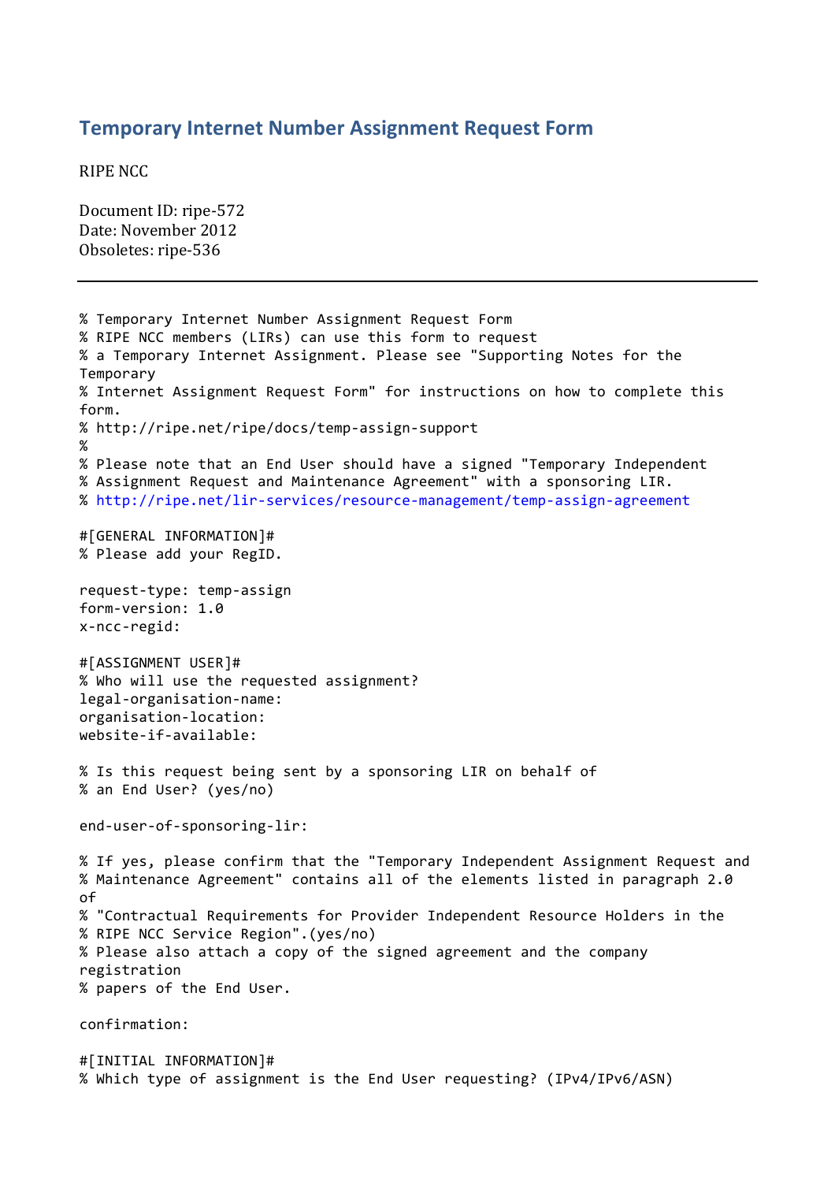# Temporary Internet Number Assignment Request Form

RIPE NCC

Document ID: ripe-572
Date: November 2012
Obsoletes: ripe-536

---

```
% Temporary Internet Number Assignment Request Form
% RIPE NCC members (LIRs) can use this form to request
% a Temporary Internet Assignment. Please see "Supporting Notes for the
Temporary
% Internet Assignment Request Form" for instructions on how to complete this
form.
% http://ripe.net/ripe/docs/temp-assign-support
%
% Please note that an End User should have a signed "Temporary Independent
% Assignment Request and Maintenance Agreement" with a sponsoring LIR.
% http://ripe.net/lir-services/resource-management/temp-assign-agreement

#[GENERAL INFORMATION]#
% Please add your RegID.

request-type: temp-assign
form-version: 1.0
x-ncc-regid:

#[ASSIGNMENT USER]#
% Who will use the requested assignment?
legal-organisation-name:
organisation-location:
website-if-available:

% Is this request being sent by a sponsoring LIR on behalf of
% an End User? (yes/no)

end-user-of-sponsoring-lir:

% If yes, please confirm that the "Temporary Independent Assignment Request and
% Maintenance Agreement" contains all of the elements listed in paragraph 2.0
of
% "Contractual Requirements for Provider Independent Resource Holders in the
% RIPE NCC Service Region".(yes/no)
% Please also attach a copy of the signed agreement and the company
registration
% papers of the End User.

confirmation:

#[INITIAL INFORMATION]#
% Which type of assignment is the End User requesting? (IPv4/IPv6/ASN)
```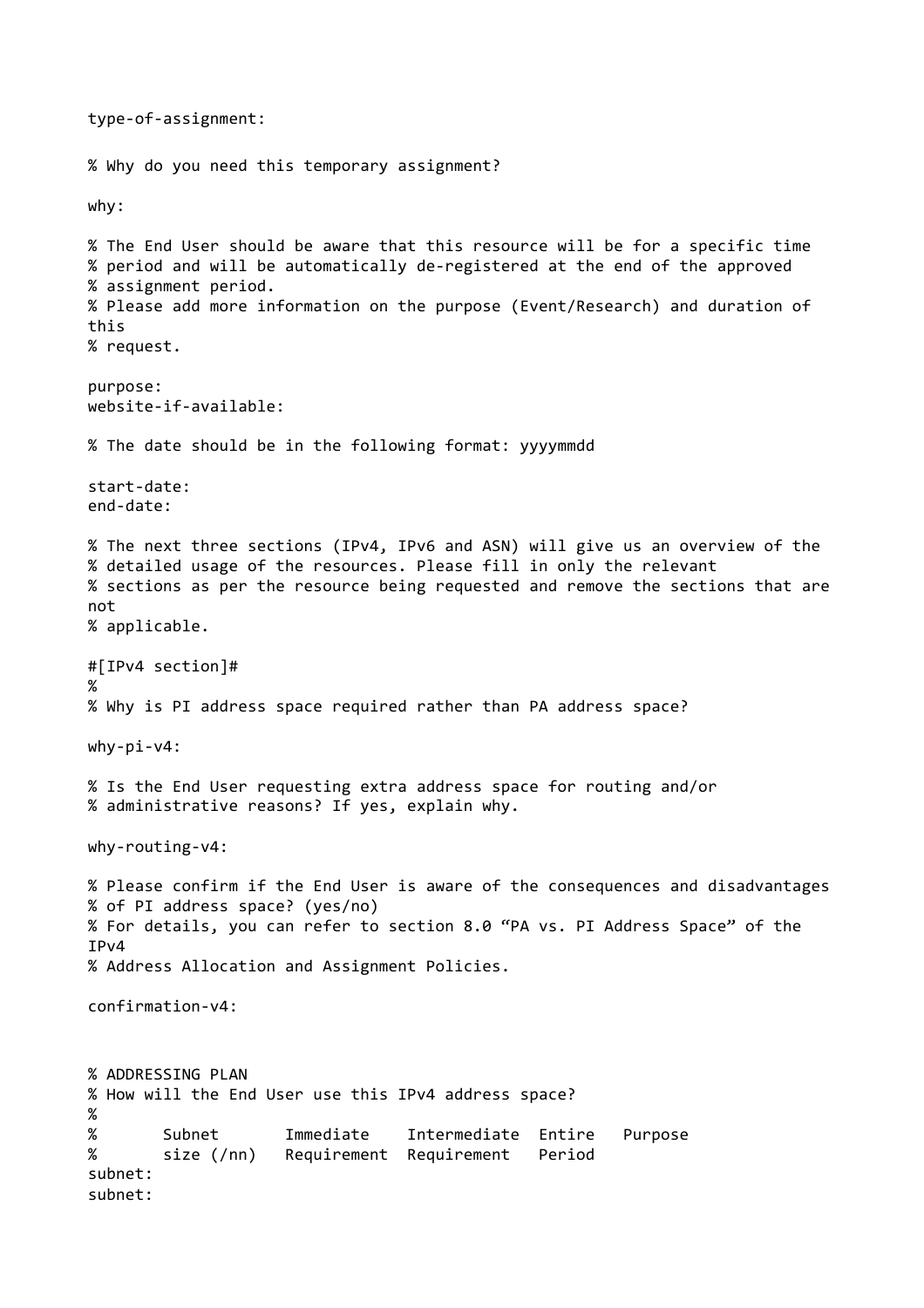```
type-of-assignment:

% Why do you need this temporary assignment?

why:

% The End User should be aware that this resource will be for a specific time
% period and will be automatically de-registered at the end of the approved
% assignment period.
% Please add more information on the purpose (Event/Research) and duration of
this
% request.

purpose:
website-if-available:

% The date should be in the following format: yyyymmdd

start-date:
end-date:

% The next three sections (IPv4, IPv6 and ASN) will give us an overview of the
% detailed usage of the resources. Please fill in only the relevant
% sections as per the resource being requested and remove the sections that are
not
% applicable.

#[IPv4 section]#
%
% Why is PI address space required rather than PA address space?

why-pi-v4:

% Is the End User requesting extra address space for routing and/or
% administrative reasons? If yes, explain why.

why-routing-v4:

% Please confirm if the End User is aware of the consequences and disadvantages
% of PI address space? (yes/no)
% For details, you can refer to section 8.0 “PA vs. PI Address Space” of the
IPv4
% Address Allocation and Assignment Policies.

confirmation-v4:


% ADDRESSING PLAN
% How will the End User use this IPv4 address space?
%
%       Subnet       Immediate    Intermediate  Entire   Purpose
%       size (/nn)   Requirement  Requirement   Period
subnet:
subnet:
```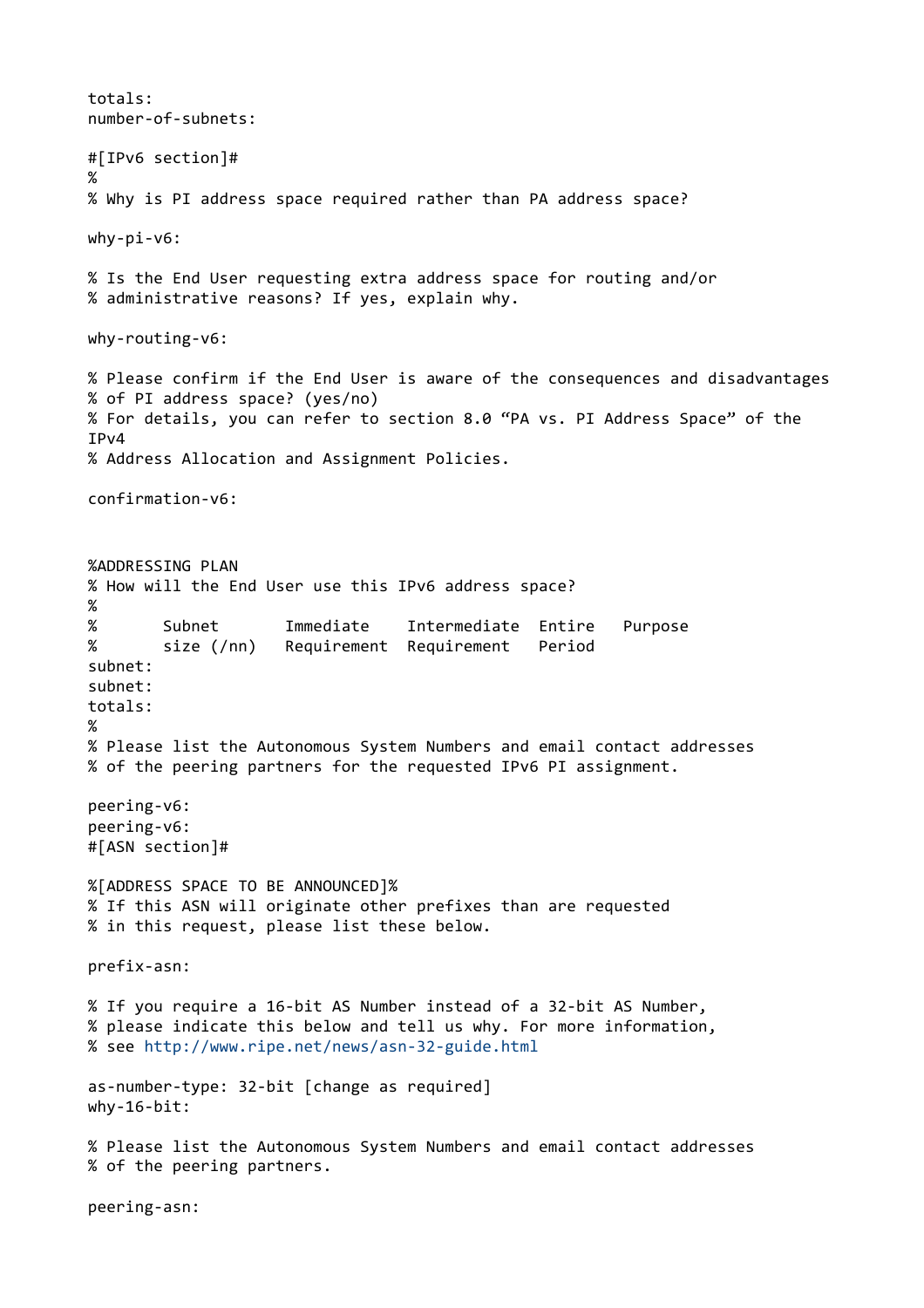```
totals:
number-of-subnets:

#[IPv6 section]#
%
% Why is PI address space required rather than PA address space?

why-pi-v6:

% Is the End User requesting extra address space for routing and/or
% administrative reasons? If yes, explain why.

why-routing-v6:

% Please confirm if the End User is aware of the consequences and disadvantages
% of PI address space? (yes/no)
% For details, you can refer to section 8.0 “PA vs. PI Address Space” of the
IPv4
% Address Allocation and Assignment Policies.

confirmation-v6:



%ADDRESSING PLAN
% How will the End User use this IPv6 address space?
%
%       Subnet       Immediate    Intermediate  Entire   Purpose
%       size (/nn)   Requirement  Requirement   Period
subnet:
subnet:
totals:
%
% Please list the Autonomous System Numbers and email contact addresses
% of the peering partners for the requested IPv6 PI assignment.

peering-v6:
peering-v6:
#[ASN section]#

%[ADDRESS SPACE TO BE ANNOUNCED]%
% If this ASN will originate other prefixes than are requested
% in this request, please list these below.

prefix-asn:

% If you require a 16-bit AS Number instead of a 32-bit AS Number,
% please indicate this below and tell us why. For more information,
% see http://www.ripe.net/news/asn-32-guide.html

as-number-type: 32-bit [change as required]
why-16-bit:

% Please list the Autonomous System Numbers and email contact addresses
% of the peering partners.

peering-asn:
```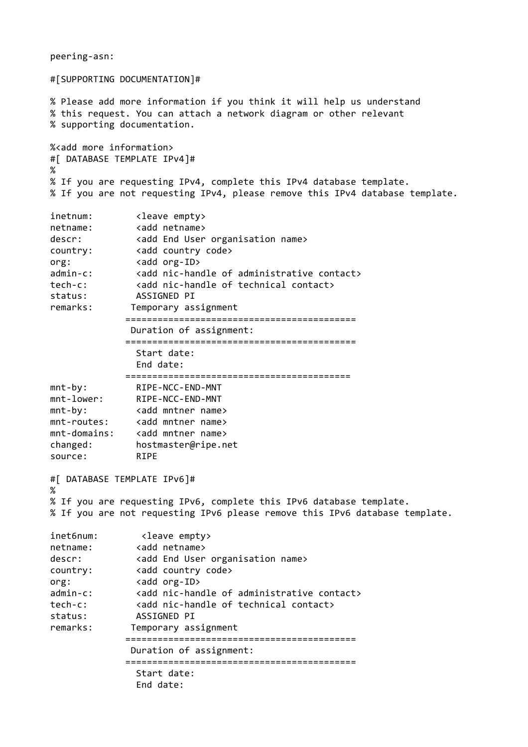```
peering-asn:

#[SUPPORTING DOCUMENTATION]#

% Please add more information if you think it will help us understand
% this request. You can attach a network diagram or other relevant
% supporting documentation.

%<add more information>
#[ DATABASE TEMPLATE IPv4]#
%
% If you are requesting IPv4, complete this IPv4 database template.
% If you are not requesting IPv4, please remove this IPv4 database template.

inetnum:        <leave empty>
netname:        <add netname>
descr:          <add End User organisation name>
country:        <add country code>
org:            <add org-ID>
admin-c:        <add nic-handle of administrative contact>
tech-c:         <add nic-handle of technical contact>
status:         ASSIGNED PI
remarks:       Temporary assignment
              ==========================================
               Duration of assignment:
              ==========================================
                Start date:
                End date:
              =========================================
mnt-by:         RIPE-NCC-END-MNT
mnt-lower:      RIPE-NCC-END-MNT
mnt-by:         <add mntner name>
mnt-routes:     <add mntner name>
mnt-domains:    <add mntner name>
changed:        hostmaster@ripe.net
source:         RIPE

#[ DATABASE TEMPLATE IPv6]#
%
% If you are requesting IPv6, complete this IPv6 database template.
% If you are not requesting IPv6 please remove this IPv6 database template.

inet6num:        <leave empty>
netname:        <add netname>
descr:          <add End User organisation name>
country:        <add country code>
org:            <add org-ID>
admin-c:        <add nic-handle of administrative contact>
tech-c:         <add nic-handle of technical contact>
status:         ASSIGNED PI
remarks:       Temporary assignment
              ==========================================
               Duration of assignment:
              ==========================================
                Start date:
                End date:
```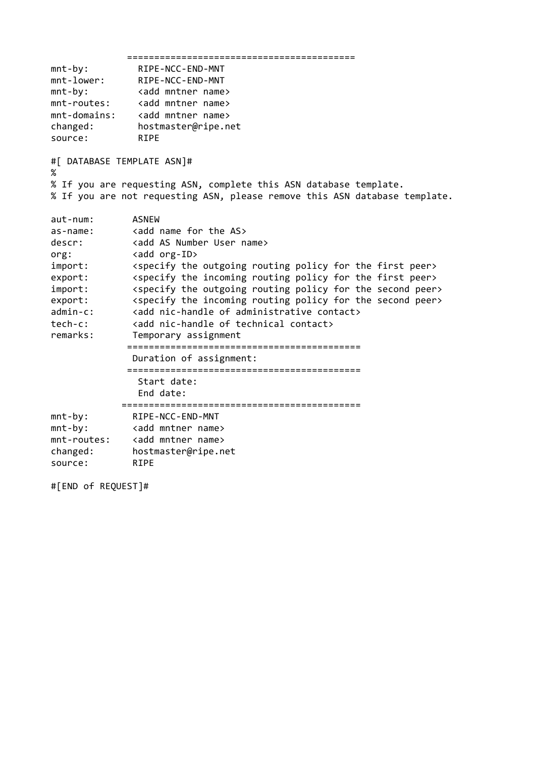```
               ==========================================
mnt-by:         RIPE-NCC-END-MNT
mnt-lower:      RIPE-NCC-END-MNT
mnt-by:         <add mntner name>
mnt-routes:     <add mntner name>
mnt-domains:    <add mntner name>
changed:        hostmaster@ripe.net
source:         RIPE

#[ DATABASE TEMPLATE ASN]#
%
% If you are requesting ASN, complete this ASN database template.
% If you are not requesting ASN, please remove this ASN database template.

aut-num:       ASNEW
as-name:       <add name for the AS>
descr:         <add AS Number User name>
org:           <add org-ID>
import:        <specify the outgoing routing policy for the first peer>
export:        <specify the incoming routing policy for the first peer>
import:        <specify the outgoing routing policy for the second peer>
export:        <specify the incoming routing policy for the second peer>
admin-c:       <add nic-handle of administrative contact>
tech-c:        <add nic-handle of technical contact>
remarks:       Temporary assignment
              ===========================================
               Duration of assignment:
              ===========================================
                Start date:
                End date:
             ============================================
mnt-by:        RIPE-NCC-END-MNT
mnt-by:        <add mntner name>
mnt-routes:    <add mntner name>
changed:       hostmaster@ripe.net
source:        RIPE

#[END of REQUEST]#
```